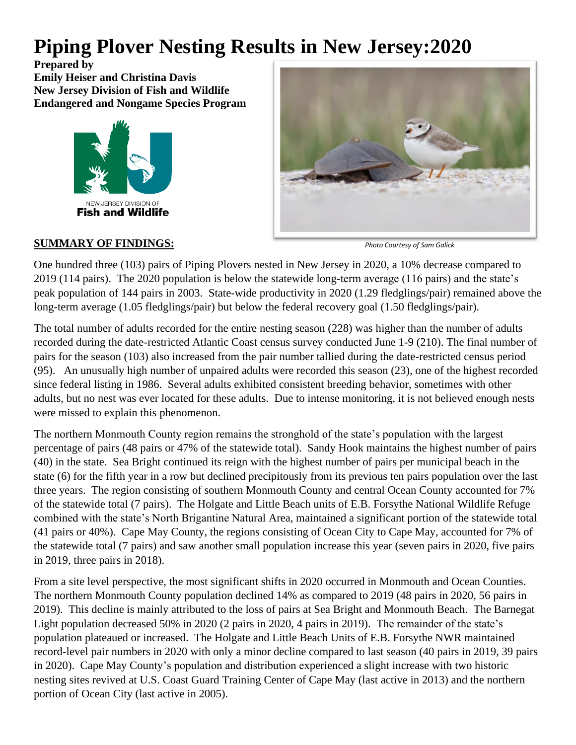# Piping Plover Nesting Results in New Jersey:2020

**Prepared by**
**Emily Heiser and Christina Davis**
**New Jersey Division of Fish and Wildlife**
**Endangered and Nongame Species Program**

*Photo Courtesy of Sam Galick*

## SUMMARY OF FINDINGS:

One hundred three (103) pairs of Piping Plovers nested in New Jersey in 2020, a 10% decrease compared to 2019 (114 pairs). The 2020 population is below the statewide long-term average (116 pairs) and the state's peak population of 144 pairs in 2003. State-wide productivity in 2020 (1.29 fledglings/pair) remained above the long-term average (1.05 fledglings/pair) but below the federal recovery goal (1.50 fledglings/pair).

The total number of adults recorded for the entire nesting season (228) was higher than the number of adults recorded during the date-restricted Atlantic Coast census survey conducted June 1-9 (210). The final number of pairs for the season (103) also increased from the pair number tallied during the date-restricted census period (95). An unusually high number of unpaired adults were recorded this season (23), one of the highest recorded since federal listing in 1986. Several adults exhibited consistent breeding behavior, sometimes with other adults, but no nest was ever located for these adults. Due to intense monitoring, it is not believed enough nests were missed to explain this phenomenon.

The northern Monmouth County region remains the stronghold of the state's population with the largest percentage of pairs (48 pairs or 47% of the statewide total). Sandy Hook maintains the highest number of pairs (40) in the state. Sea Bright continued its reign with the highest number of pairs per municipal beach in the state (6) for the fifth year in a row but declined precipitously from its previous ten pairs population over the last three years. The region consisting of southern Monmouth County and central Ocean County accounted for 7% of the statewide total (7 pairs). The Holgate and Little Beach units of E.B. Forsythe National Wildlife Refuge combined with the state's North Brigantine Natural Area, maintained a significant portion of the statewide total (41 pairs or 40%). Cape May County, the regions consisting of Ocean City to Cape May, accounted for 7% of the statewide total (7 pairs) and saw another small population increase this year (seven pairs in 2020, five pairs in 2019, three pairs in 2018).

From a site level perspective, the most significant shifts in 2020 occurred in Monmouth and Ocean Counties. The northern Monmouth County population declined 14% as compared to 2019 (48 pairs in 2020, 56 pairs in 2019). This decline is mainly attributed to the loss of pairs at Sea Bright and Monmouth Beach. The Barnegat Light population decreased 50% in 2020 (2 pairs in 2020, 4 pairs in 2019). The remainder of the state's population plateaued or increased. The Holgate and Little Beach Units of E.B. Forsythe NWR maintained record-level pair numbers in 2020 with only a minor decline compared to last season (40 pairs in 2019, 39 pairs in 2020). Cape May County's population and distribution experienced a slight increase with two historic nesting sites revived at U.S. Coast Guard Training Center of Cape May (last active in 2013) and the northern portion of Ocean City (last active in 2005).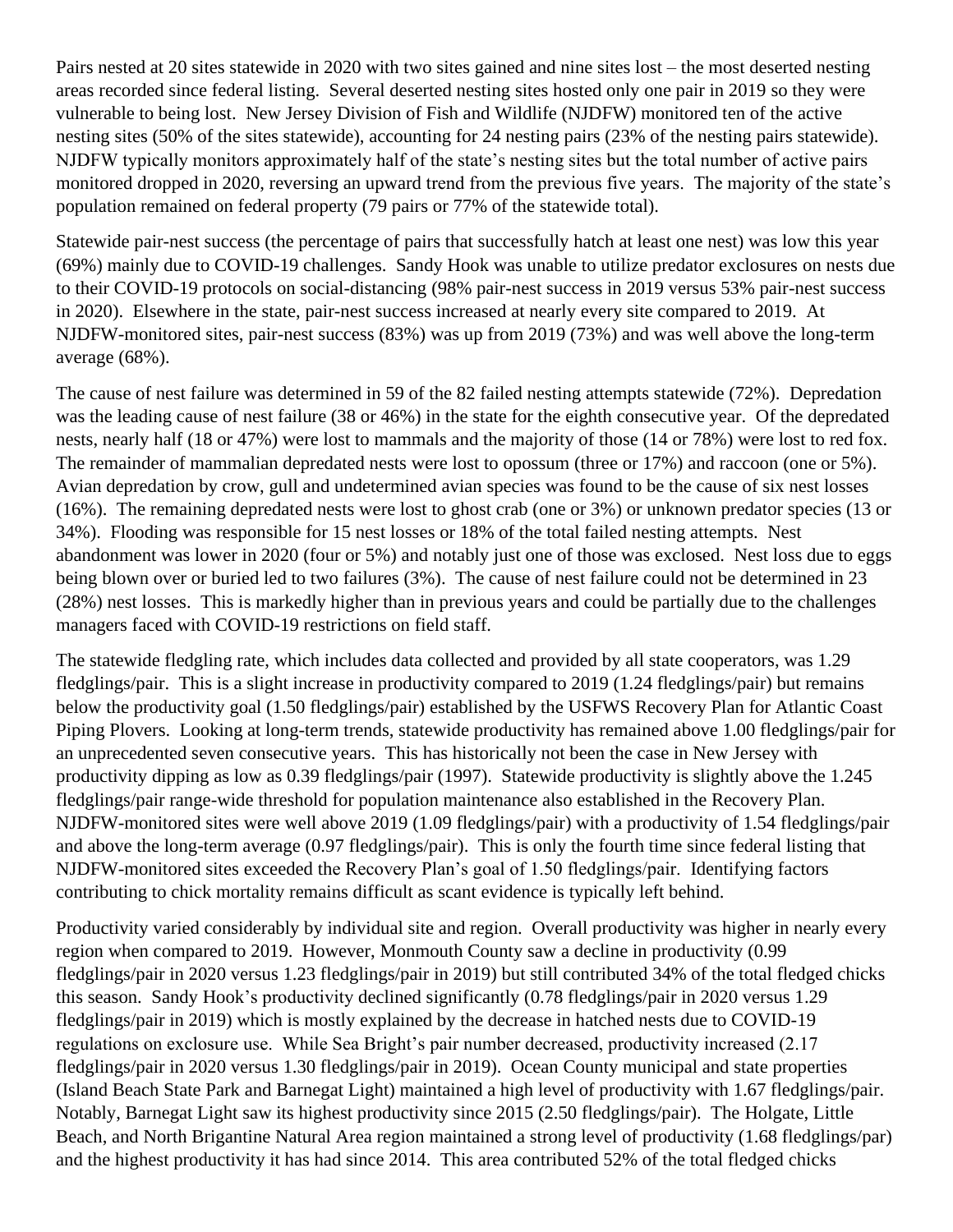Pairs nested at 20 sites statewide in 2020 with two sites gained and nine sites lost – the most deserted nesting areas recorded since federal listing. Several deserted nesting sites hosted only one pair in 2019 so they were vulnerable to being lost. New Jersey Division of Fish and Wildlife (NJDFW) monitored ten of the active nesting sites (50% of the sites statewide), accounting for 24 nesting pairs (23% of the nesting pairs statewide). NJDFW typically monitors approximately half of the state's nesting sites but the total number of active pairs monitored dropped in 2020, reversing an upward trend from the previous five years. The majority of the state's population remained on federal property (79 pairs or 77% of the statewide total).

Statewide pair-nest success (the percentage of pairs that successfully hatch at least one nest) was low this year (69%) mainly due to COVID-19 challenges. Sandy Hook was unable to utilize predator exclosures on nests due to their COVID-19 protocols on social-distancing (98% pair-nest success in 2019 versus 53% pair-nest success in 2020). Elsewhere in the state, pair-nest success increased at nearly every site compared to 2019. At NJDFW-monitored sites, pair-nest success (83%) was up from 2019 (73%) and was well above the long-term average (68%).

The cause of nest failure was determined in 59 of the 82 failed nesting attempts statewide (72%). Depredation was the leading cause of nest failure (38 or 46%) in the state for the eighth consecutive year. Of the depredated nests, nearly half (18 or 47%) were lost to mammals and the majority of those (14 or 78%) were lost to red fox. The remainder of mammalian depredated nests were lost to opossum (three or 17%) and raccoon (one or 5%). Avian depredation by crow, gull and undetermined avian species was found to be the cause of six nest losses (16%). The remaining depredated nests were lost to ghost crab (one or 3%) or unknown predator species (13 or 34%). Flooding was responsible for 15 nest losses or 18% of the total failed nesting attempts. Nest abandonment was lower in 2020 (four or 5%) and notably just one of those was exclosed. Nest loss due to eggs being blown over or buried led to two failures (3%). The cause of nest failure could not be determined in 23 (28%) nest losses. This is markedly higher than in previous years and could be partially due to the challenges managers faced with COVID-19 restrictions on field staff.

The statewide fledgling rate, which includes data collected and provided by all state cooperators, was 1.29 fledglings/pair. This is a slight increase in productivity compared to 2019 (1.24 fledglings/pair) but remains below the productivity goal (1.50 fledglings/pair) established by the USFWS Recovery Plan for Atlantic Coast Piping Plovers. Looking at long-term trends, statewide productivity has remained above 1.00 fledglings/pair for an unprecedented seven consecutive years. This has historically not been the case in New Jersey with productivity dipping as low as 0.39 fledglings/pair (1997). Statewide productivity is slightly above the 1.245 fledglings/pair range-wide threshold for population maintenance also established in the Recovery Plan. NJDFW-monitored sites were well above 2019 (1.09 fledglings/pair) with a productivity of 1.54 fledglings/pair and above the long-term average (0.97 fledglings/pair). This is only the fourth time since federal listing that NJDFW-monitored sites exceeded the Recovery Plan's goal of 1.50 fledglings/pair. Identifying factors contributing to chick mortality remains difficult as scant evidence is typically left behind.

Productivity varied considerably by individual site and region. Overall productivity was higher in nearly every region when compared to 2019. However, Monmouth County saw a decline in productivity (0.99 fledglings/pair in 2020 versus 1.23 fledglings/pair in 2019) but still contributed 34% of the total fledged chicks this season. Sandy Hook's productivity declined significantly (0.78 fledglings/pair in 2020 versus 1.29 fledglings/pair in 2019) which is mostly explained by the decrease in hatched nests due to COVID-19 regulations on exclosure use. While Sea Bright's pair number decreased, productivity increased (2.17 fledglings/pair in 2020 versus 1.30 fledglings/pair in 2019). Ocean County municipal and state properties (Island Beach State Park and Barnegat Light) maintained a high level of productivity with 1.67 fledglings/pair. Notably, Barnegat Light saw its highest productivity since 2015 (2.50 fledglings/pair). The Holgate, Little Beach, and North Brigantine Natural Area region maintained a strong level of productivity (1.68 fledglings/par) and the highest productivity it has had since 2014. This area contributed 52% of the total fledged chicks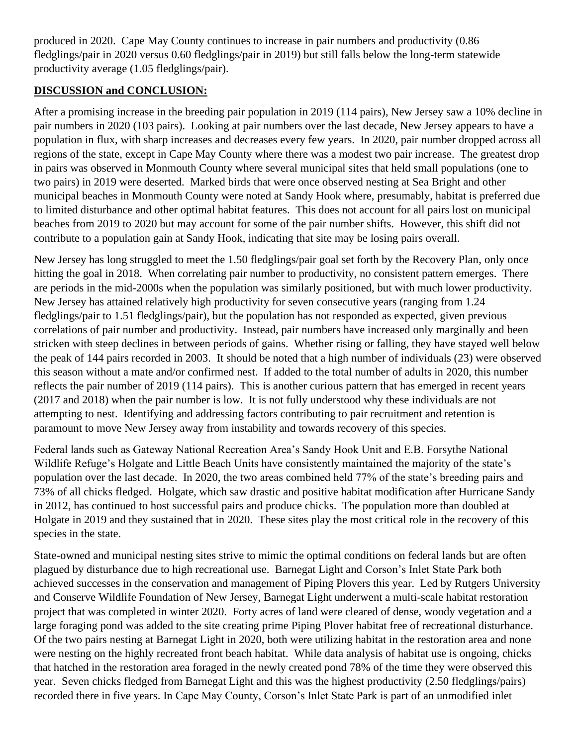produced in 2020. Cape May County continues to increase in pair numbers and productivity (0.86 fledglings/pair in 2020 versus 0.60 fledglings/pair in 2019) but still falls below the long-term statewide productivity average (1.05 fledglings/pair).

## DISCUSSION and CONCLUSION:

After a promising increase in the breeding pair population in 2019 (114 pairs), New Jersey saw a 10% decline in pair numbers in 2020 (103 pairs). Looking at pair numbers over the last decade, New Jersey appears to have a population in flux, with sharp increases and decreases every few years. In 2020, pair number dropped across all regions of the state, except in Cape May County where there was a modest two pair increase. The greatest drop in pairs was observed in Monmouth County where several municipal sites that held small populations (one to two pairs) in 2019 were deserted. Marked birds that were once observed nesting at Sea Bright and other municipal beaches in Monmouth County were noted at Sandy Hook where, presumably, habitat is preferred due to limited disturbance and other optimal habitat features. This does not account for all pairs lost on municipal beaches from 2019 to 2020 but may account for some of the pair number shifts. However, this shift did not contribute to a population gain at Sandy Hook, indicating that site may be losing pairs overall.

New Jersey has long struggled to meet the 1.50 fledglings/pair goal set forth by the Recovery Plan, only once hitting the goal in 2018. When correlating pair number to productivity, no consistent pattern emerges. There are periods in the mid-2000s when the population was similarly positioned, but with much lower productivity. New Jersey has attained relatively high productivity for seven consecutive years (ranging from 1.24 fledglings/pair to 1.51 fledglings/pair), but the population has not responded as expected, given previous correlations of pair number and productivity. Instead, pair numbers have increased only marginally and been stricken with steep declines in between periods of gains. Whether rising or falling, they have stayed well below the peak of 144 pairs recorded in 2003. It should be noted that a high number of individuals (23) were observed this season without a mate and/or confirmed nest. If added to the total number of adults in 2020, this number reflects the pair number of 2019 (114 pairs). This is another curious pattern that has emerged in recent years (2017 and 2018) when the pair number is low. It is not fully understood why these individuals are not attempting to nest. Identifying and addressing factors contributing to pair recruitment and retention is paramount to move New Jersey away from instability and towards recovery of this species.

Federal lands such as Gateway National Recreation Area's Sandy Hook Unit and E.B. Forsythe National Wildlife Refuge's Holgate and Little Beach Units have consistently maintained the majority of the state's population over the last decade. In 2020, the two areas combined held 77% of the state's breeding pairs and 73% of all chicks fledged. Holgate, which saw drastic and positive habitat modification after Hurricane Sandy in 2012, has continued to host successful pairs and produce chicks. The population more than doubled at Holgate in 2019 and they sustained that in 2020. These sites play the most critical role in the recovery of this species in the state.

State-owned and municipal nesting sites strive to mimic the optimal conditions on federal lands but are often plagued by disturbance due to high recreational use. Barnegat Light and Corson's Inlet State Park both achieved successes in the conservation and management of Piping Plovers this year. Led by Rutgers University and Conserve Wildlife Foundation of New Jersey, Barnegat Light underwent a multi-scale habitat restoration project that was completed in winter 2020. Forty acres of land were cleared of dense, woody vegetation and a large foraging pond was added to the site creating prime Piping Plover habitat free of recreational disturbance. Of the two pairs nesting at Barnegat Light in 2020, both were utilizing habitat in the restoration area and none were nesting on the highly recreated front beach habitat. While data analysis of habitat use is ongoing, chicks that hatched in the restoration area foraged in the newly created pond 78% of the time they were observed this year. Seven chicks fledged from Barnegat Light and this was the highest productivity (2.50 fledglings/pairs) recorded there in five years. In Cape May County, Corson's Inlet State Park is part of an unmodified inlet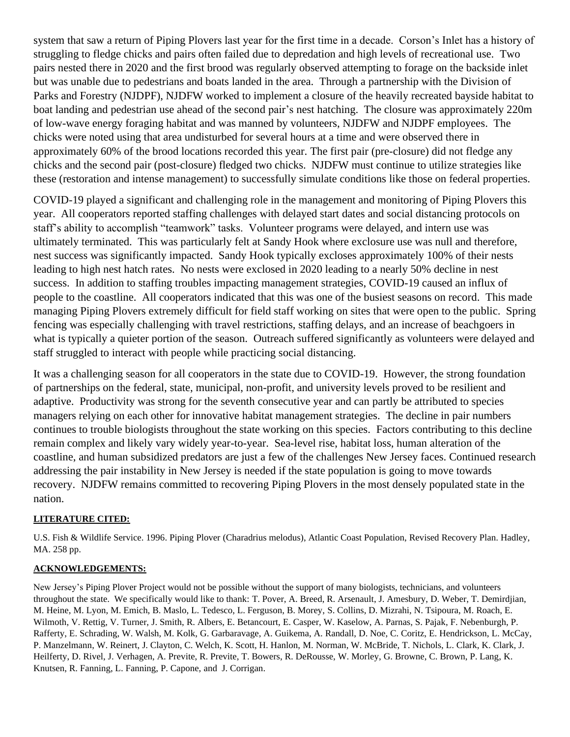system that saw a return of Piping Plovers last year for the first time in a decade. Corson's Inlet has a history of struggling to fledge chicks and pairs often failed due to depredation and high levels of recreational use. Two pairs nested there in 2020 and the first brood was regularly observed attempting to forage on the backside inlet but was unable due to pedestrians and boats landed in the area. Through a partnership with the Division of Parks and Forestry (NJDPF), NJDFW worked to implement a closure of the heavily recreated bayside habitat to boat landing and pedestrian use ahead of the second pair's nest hatching. The closure was approximately 220m of low-wave energy foraging habitat and was manned by volunteers, NJDFW and NJDPF employees. The chicks were noted using that area undisturbed for several hours at a time and were observed there in approximately 60% of the brood locations recorded this year. The first pair (pre-closure) did not fledge any chicks and the second pair (post-closure) fledged two chicks. NJDFW must continue to utilize strategies like these (restoration and intense management) to successfully simulate conditions like those on federal properties.

COVID-19 played a significant and challenging role in the management and monitoring of Piping Plovers this year. All cooperators reported staffing challenges with delayed start dates and social distancing protocols on staff's ability to accomplish "teamwork" tasks. Volunteer programs were delayed, and intern use was ultimately terminated. This was particularly felt at Sandy Hook where exclosure use was null and therefore, nest success was significantly impacted. Sandy Hook typically excloses approximately 100% of their nests leading to high nest hatch rates. No nests were exclosed in 2020 leading to a nearly 50% decline in nest success. In addition to staffing troubles impacting management strategies, COVID-19 caused an influx of people to the coastline. All cooperators indicated that this was one of the busiest seasons on record. This made managing Piping Plovers extremely difficult for field staff working on sites that were open to the public. Spring fencing was especially challenging with travel restrictions, staffing delays, and an increase of beachgoers in what is typically a quieter portion of the season. Outreach suffered significantly as volunteers were delayed and staff struggled to interact with people while practicing social distancing.

It was a challenging season for all cooperators in the state due to COVID-19. However, the strong foundation of partnerships on the federal, state, municipal, non-profit, and university levels proved to be resilient and adaptive. Productivity was strong for the seventh consecutive year and can partly be attributed to species managers relying on each other for innovative habitat management strategies. The decline in pair numbers continues to trouble biologists throughout the state working on this species. Factors contributing to this decline remain complex and likely vary widely year-to-year. Sea-level rise, habitat loss, human alteration of the coastline, and human subsidized predators are just a few of the challenges New Jersey faces. Continued research addressing the pair instability in New Jersey is needed if the state population is going to move towards recovery. NJDFW remains committed to recovering Piping Plovers in the most densely populated state in the nation.

## LITERATURE CITED:

U.S. Fish & Wildlife Service. 1996. Piping Plover (Charadrius melodus), Atlantic Coast Population, Revised Recovery Plan. Hadley, MA. 258 pp.

## ACKNOWLEDGEMENTS:

New Jersey's Piping Plover Project would not be possible without the support of many biologists, technicians, and volunteers throughout the state. We specifically would like to thank: T. Pover, A. Breed, R. Arsenault, J. Amesbury, D. Weber, T. Demirdjian, M. Heine, M. Lyon, M. Emich, B. Maslo, L. Tedesco, L. Ferguson, B. Morey, S. Collins, D. Mizrahi, N. Tsipoura, M. Roach, E. Wilmoth, V. Rettig, V. Turner, J. Smith, R. Albers, E. Betancourt, E. Casper, W. Kaselow, A. Parnas, S. Pajak, F. Nebenburgh, P. Rafferty, E. Schrading, W. Walsh, M. Kolk, G. Garbaravage, A. Guikema, A. Randall, D. Noe, C. Coritz, E. Hendrickson, L. McCay, P. Manzelmann, W. Reinert, J. Clayton, C. Welch, K. Scott, H. Hanlon, M. Norman, W. McBride, T. Nichols, L. Clark, K. Clark, J. Heilferty, D. Rivel, J. Verhagen, A. Previte, R. Previte, T. Bowers, R. DeRousse, W. Morley, G. Browne, C. Brown, P. Lang, K. Knutsen, R. Fanning, L. Fanning, P. Capone, and J. Corrigan.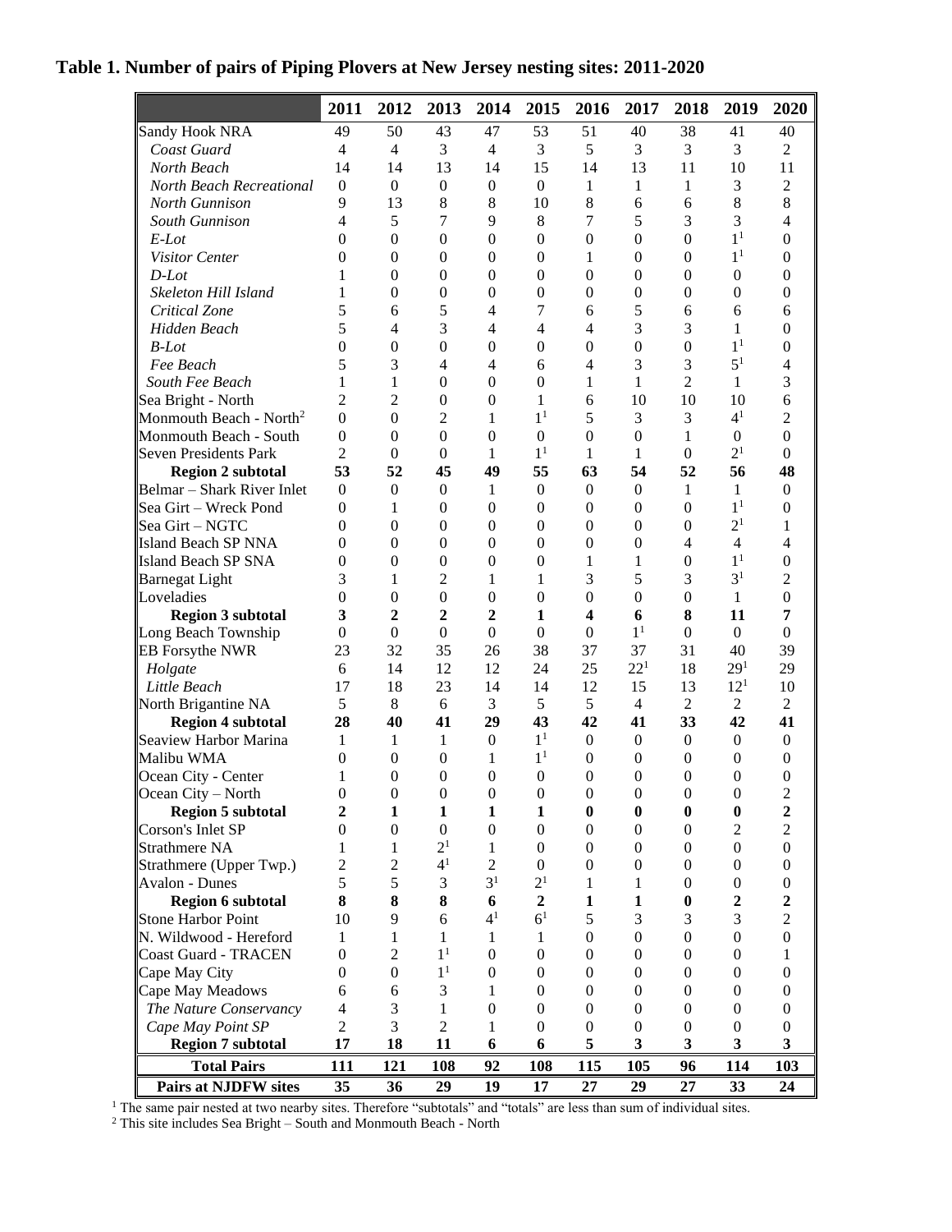**Table 1. Number of pairs of Piping Plovers at New Jersey nesting sites: 2011-2020**

| | 2011 | 2012 | 2013 | 2014 | 2015 | 2016 | 2017 | 2018 | 2019 | 2020 |
|---|---|---|---|---|---|---|---|---|---|---|
| Sandy Hook NRA | 49 | 50 | 43 | 47 | 53 | 51 | 40 | 38 | 41 | 40 |
| *Coast Guard* | 4 | 4 | 3 | 4 | 3 | 5 | 3 | 3 | 3 | 2 |
| *North Beach* | 14 | 14 | 13 | 14 | 15 | 14 | 13 | 11 | 10 | 11 |
| *North Beach Recreational* | 0 | 0 | 0 | 0 | 0 | 1 | 1 | 1 | 3 | 2 |
| *North Gunnison* | 9 | 13 | 8 | 8 | 10 | 8 | 6 | 6 | 8 | 8 |
| *South Gunnison* | 4 | 5 | 7 | 9 | 8 | 7 | 5 | 3 | 3 | 4 |
| *E-Lot* | 0 | 0 | 0 | 0 | 0 | 0 | 0 | 0 | 1[1] | 0 |
| *Visitor Center* | 0 | 0 | 0 | 0 | 0 | 1 | 0 | 0 | 1[1] | 0 |
| *D-Lot* | 1 | 0 | 0 | 0 | 0 | 0 | 0 | 0 | 0 | 0 |
| *Skeleton Hill Island* | 1 | 0 | 0 | 0 | 0 | 0 | 0 | 0 | 0 | 0 |
| *Critical Zone* | 5 | 6 | 5 | 4 | 7 | 6 | 5 | 6 | 6 | 6 |
| *Hidden Beach* | 5 | 4 | 3 | 4 | 4 | 4 | 3 | 3 | 1 | 0 |
| *B-Lot* | 0 | 0 | 0 | 0 | 0 | 0 | 0 | 0 | 1[1] | 0 |
| *Fee Beach* | 5 | 3 | 4 | 4 | 6 | 4 | 3 | 3 | 5[1] | 4 |
| *South Fee Beach* | 1 | 1 | 0 | 0 | 0 | 1 | 1 | 2 | 1 | 3 |
| Sea Bright - North | 2 | 2 | 0 | 0 | 1 | 6 | 10 | 10 | 10 | 6 |
| Monmouth Beach - North[2] | 0 | 0 | 2 | 1 | 1[1] | 5 | 3 | 3 | 4[1] | 2 |
| Monmouth Beach - South | 0 | 0 | 0 | 0 | 0 | 0 | 0 | 1 | 0 | 0 |
| Seven Presidents Park | 2 | 0 | 0 | 1 | 1[1] | 1 | 1 | 0 | 2[1] | 0 |
| **Region 2 subtotal** | **53** | **52** | **45** | **49** | **55** | **63** | **54** | **52** | **56** | **48** |
| Belmar – Shark River Inlet | 0 | 0 | 0 | 1 | 0 | 0 | 0 | 1 | 1 | 0 |
| Sea Girt – Wreck Pond | 0 | 1 | 0 | 0 | 0 | 0 | 0 | 0 | 1[1] | 0 |
| Sea Girt – NGTC | 0 | 0 | 0 | 0 | 0 | 0 | 0 | 0 | 2[1] | 1 |
| Island Beach SP NNA | 0 | 0 | 0 | 0 | 0 | 0 | 0 | 4 | 4 | 4 |
| Island Beach SP SNA | 0 | 0 | 0 | 0 | 0 | 1 | 1 | 0 | 1[1] | 0 |
| Barnegat Light | 3 | 1 | 2 | 1 | 1 | 3 | 5 | 3 | 3[1] | 2 |
| Loveladies | 0 | 0 | 0 | 0 | 0 | 0 | 0 | 0 | 1 | 0 |
| **Region 3 subtotal** | **3** | **2** | **2** | **2** | **1** | **4** | **6** | **8** | **11** | **7** |
| Long Beach Township | 0 | 0 | 0 | 0 | 0 | 0 | 1[1] | 0 | 0 | 0 |
| EB Forsythe NWR | 23 | 32 | 35 | 26 | 38 | 37 | 37 | 31 | 40 | 39 |
| *Holgate* | 6 | 14 | 12 | 12 | 24 | 25 | 22[1] | 18 | 29[1] | 29 |
| *Little Beach* | 17 | 18 | 23 | 14 | 14 | 12 | 15 | 13 | 12[1] | 10 |
| North Brigantine NA | 5 | 8 | 6 | 3 | 5 | 5 | 4 | 2 | 2 | 2 |
| **Region 4 subtotal** | **28** | **40** | **41** | **29** | **43** | **42** | **41** | **33** | **42** | **41** |
| Seaview Harbor Marina | 1 | 1 | 1 | 0 | 1[1] | 0 | 0 | 0 | 0 | 0 |
| Malibu WMA | 0 | 0 | 0 | 1 | 1[1] | 0 | 0 | 0 | 0 | 0 |
| Ocean City - Center | 1 | 0 | 0 | 0 | 0 | 0 | 0 | 0 | 0 | 0 |
| Ocean City – North | 0 | 0 | 0 | 0 | 0 | 0 | 0 | 0 | 0 | 2 |
| **Region 5 subtotal** | **2** | **1** | **1** | **1** | **1** | **0** | **0** | **0** | **0** | **2** |
| Corson's Inlet SP | 0 | 0 | 0 | 0 | 0 | 0 | 0 | 0 | 2 | 2 |
| Strathmere NA | 1 | 1 | 2[1] | 1 | 0 | 0 | 0 | 0 | 0 | 0 |
| Strathmere (Upper Twp.) | 2 | 2 | 4[1] | 2 | 0 | 0 | 0 | 0 | 0 | 0 |
| Avalon - Dunes | 5 | 5 | 3 | 3[1] | 2[1] | 1 | 1 | 0 | 0 | 0 |
| **Region 6 subtotal** | **8** | **8** | **8** | **6** | **2** | **1** | **1** | **0** | **2** | **2** |
| Stone Harbor Point | 10 | 9 | 6 | 4[1] | 6[1] | 5 | 3 | 3 | 3 | 2 |
| N. Wildwood - Hereford | 1 | 1 | 1 | 1 | 1 | 0 | 0 | 0 | 0 | 0 |
| Coast Guard - TRACEN | 0 | 2 | 1[1] | 0 | 0 | 0 | 0 | 0 | 0 | 1 |
| Cape May City | 0 | 0 | 1[1] | 0 | 0 | 0 | 0 | 0 | 0 | 0 |
| Cape May Meadows | 6 | 6 | 3 | 1 | 0 | 0 | 0 | 0 | 0 | 0 |
| *The Nature Conservancy* | 4 | 3 | 1 | 0 | 0 | 0 | 0 | 0 | 0 | 0 |
| *Cape May Point SP* | 2 | 3 | 2 | 1 | 0 | 0 | 0 | 0 | 0 | 0 |
| **Region 7 subtotal** | **17** | **18** | **11** | **6** | **6** | **5** | **3** | **3** | **3** | **3** |
| **Total Pairs** | **111** | **121** | **108** | **92** | **108** | **115** | **105** | **96** | **114** | **103** |
| **Pairs at NJDFW sites** | **35** | **36** | **29** | **19** | **17** | **27** | **29** | **27** | **33** | **24** |

[1] The same pair nested at two nearby sites. Therefore "subtotals" and "totals" are less than sum of individual sites.

[2] This site includes Sea Bright – South and Monmouth Beach - North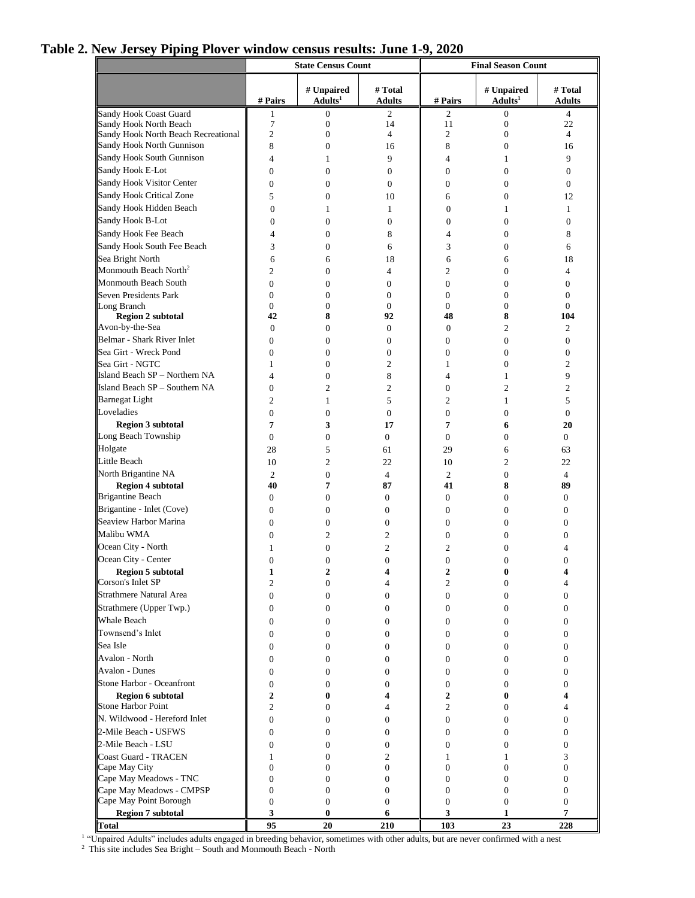## Table 2. New Jersey Piping Plover window census results: June 1-9, 2020

| | State Census Count | | | Final Season Count | | |
|---|---|---|---|---|---|---|
| | # Pairs | # Unpaired Adults[1] | # Total Adults | # Pairs | # Unpaired Adults[1] | # Total Adults |
| Sandy Hook Coast Guard | 1 | 0 | 2 | 2 | 0 | 4 |
| Sandy Hook North Beach | 7 | 0 | 14 | 11 | 0 | 22 |
| Sandy Hook North Beach Recreational | 2 | 0 | 4 | 2 | 0 | 4 |
| Sandy Hook North Gunnison | 8 | 0 | 16 | 8 | 0 | 16 |
| Sandy Hook South Gunnison | 4 | 1 | 9 | 4 | 1 | 9 |
| Sandy Hook E-Lot | 0 | 0 | 0 | 0 | 0 | 0 |
| Sandy Hook Visitor Center | 0 | 0 | 0 | 0 | 0 | 0 |
| Sandy Hook Critical Zone | 5 | 0 | 10 | 6 | 0 | 12 |
| Sandy Hook Hidden Beach | 0 | 1 | 1 | 0 | 1 | 1 |
| Sandy Hook B-Lot | 0 | 0 | 0 | 0 | 0 | 0 |
| Sandy Hook Fee Beach | 4 | 0 | 8 | 4 | 0 | 8 |
| Sandy Hook South Fee Beach | 3 | 0 | 6 | 3 | 0 | 6 |
| Sea Bright North | 6 | 6 | 18 | 6 | 6 | 18 |
| Monmouth Beach North[2] | 2 | 0 | 4 | 2 | 0 | 4 |
| Monmouth Beach South | 0 | 0 | 0 | 0 | 0 | 0 |
| Seven Presidents Park | 0 | 0 | 0 | 0 | 0 | 0 |
| Long Branch | 0 | 0 | 0 | 0 | 0 | 0 |
| **Region 2 subtotal** | **42** | **8** | **92** | **48** | **8** | **104** |
| Avon-by-the-Sea | 0 | 0 | 0 | 0 | 2 | 2 |
| Belmar - Shark River Inlet | 0 | 0 | 0 | 0 | 0 | 0 |
| Sea Girt - Wreck Pond | 0 | 0 | 0 | 0 | 0 | 0 |
| Sea Girt - NGTC | 1 | 0 | 2 | 1 | 0 | 2 |
| Island Beach SP – Northern NA | 4 | 0 | 8 | 4 | 1 | 9 |
| Island Beach SP – Southern NA | 0 | 2 | 2 | 0 | 2 | 2 |
| Barnegat Light | 2 | 1 | 5 | 2 | 1 | 5 |
| Loveladies | 0 | 0 | 0 | 0 | 0 | 0 |
| **Region 3 subtotal** | **7** | **3** | **17** | **7** | **6** | **20** |
| Long Beach Township | 0 | 0 | 0 | 0 | 0 | 0 |
| Holgate | 28 | 5 | 61 | 29 | 6 | 63 |
| Little Beach | 10 | 2 | 22 | 10 | 2 | 22 |
| North Brigantine NA | 2 | 0 | 4 | 2 | 0 | 4 |
| **Region 4 subtotal** | **40** | **7** | **87** | **41** | **8** | **89** |
| Brigantine Beach | 0 | 0 | 0 | 0 | 0 | 0 |
| Brigantine - Inlet (Cove) | 0 | 0 | 0 | 0 | 0 | 0 |
| Seaview Harbor Marina | 0 | 0 | 0 | 0 | 0 | 0 |
| Malibu WMA | 0 | 2 | 2 | 0 | 0 | 0 |
| Ocean City - North | 1 | 0 | 2 | 2 | 0 | 4 |
| Ocean City - Center | 0 | 0 | 0 | 0 | 0 | 0 |
| **Region 5 subtotal** | **1** | **2** | **4** | **2** | **0** | **4** |
| Corson's Inlet SP | 2 | 0 | 4 | 2 | 0 | 4 |
| Strathmere Natural Area | 0 | 0 | 0 | 0 | 0 | 0 |
| Strathmere (Upper Twp.) | 0 | 0 | 0 | 0 | 0 | 0 |
| Whale Beach | 0 | 0 | 0 | 0 | 0 | 0 |
| Townsend's Inlet | 0 | 0 | 0 | 0 | 0 | 0 |
| Sea Isle | 0 | 0 | 0 | 0 | 0 | 0 |
| Avalon - North | 0 | 0 | 0 | 0 | 0 | 0 |
| Avalon - Dunes | 0 | 0 | 0 | 0 | 0 | 0 |
| Stone Harbor - Oceanfront | 0 | 0 | 0 | 0 | 0 | 0 |
| **Region 6 subtotal** | **2** | **0** | **4** | **2** | **0** | **4** |
| Stone Harbor Point | 2 | 0 | 4 | 2 | 0 | 4 |
| N. Wildwood - Hereford Inlet | 0 | 0 | 0 | 0 | 0 | 0 |
| 2-Mile Beach - USFWS | 0 | 0 | 0 | 0 | 0 | 0 |
| 2-Mile Beach - LSU | 0 | 0 | 0 | 0 | 0 | 0 |
| Coast Guard - TRACEN | 1 | 0 | 2 | 1 | 1 | 3 |
| Cape May City | 0 | 0 | 0 | 0 | 0 | 0 |
| Cape May Meadows - TNC | 0 | 0 | 0 | 0 | 0 | 0 |
| Cape May Meadows - CMPSP | 0 | 0 | 0 | 0 | 0 | 0 |
| Cape May Point Borough | 0 | 0 | 0 | 0 | 0 | 0 |
| **Region 7 subtotal** | **3** | **0** | **6** | **3** | **1** | **7** |
| **Total** | **95** | **20** | **210** | **103** | **23** | **228** |

[1] "Unpaired Adults" includes adults engaged in breeding behavior, sometimes with other adults, but are never confirmed with a nest

[2] This site includes Sea Bright – South and Monmouth Beach - North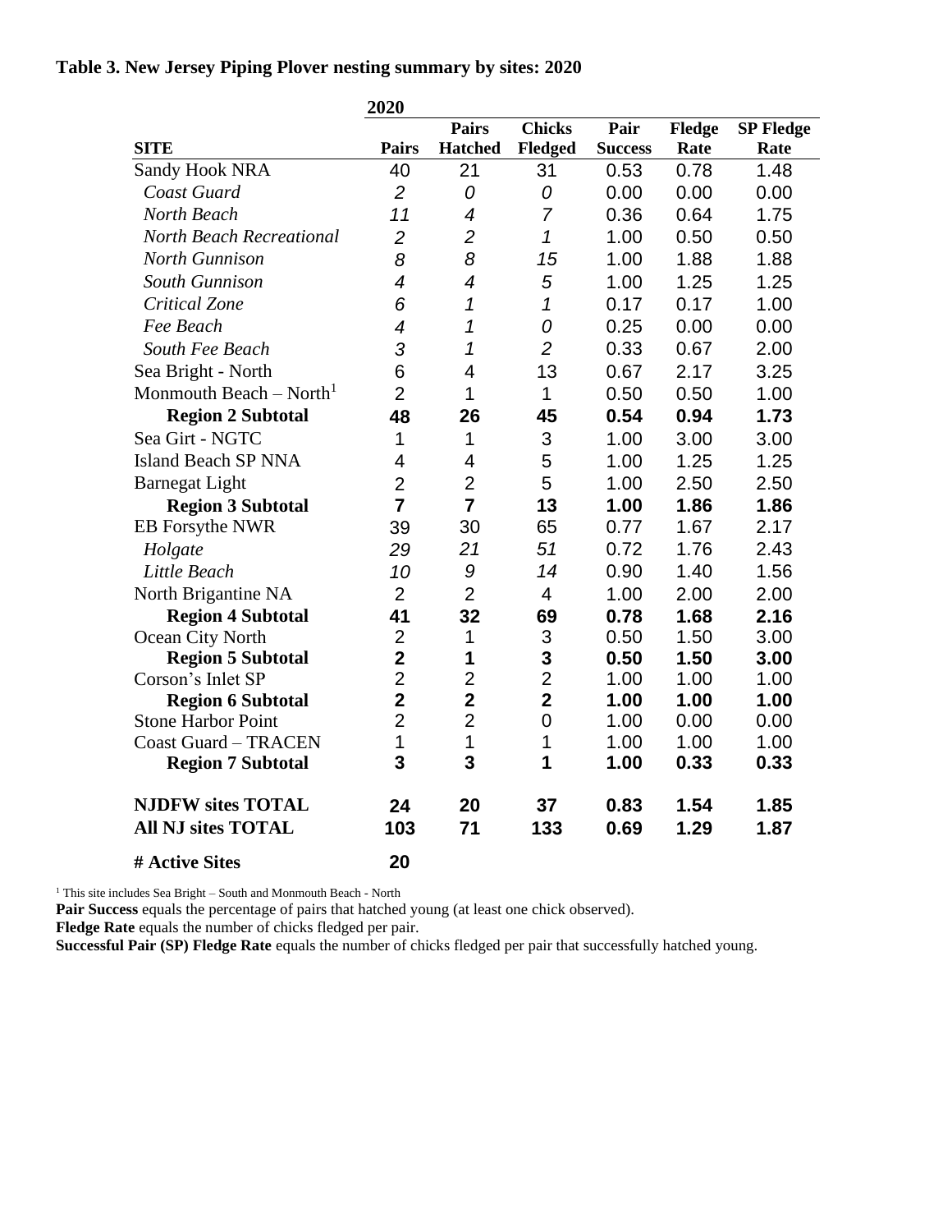**Table 3. New Jersey Piping Plover nesting summary by sites: 2020**

| | 2020 | | | | | |
|---|---|---|---|---|---|---|
| **SITE** | **Pairs** | **Pairs Hatched** | **Chicks Fledged** | **Pair Success** | **Fledge Rate** | **SP Fledge Rate** |
| Sandy Hook NRA | 40 | 21 | 31 | 0.53 | 0.78 | 1.48 |
| *Coast Guard* | *2* | *0* | *0* | 0.00 | 0.00 | 0.00 |
| *North Beach* | *11* | *4* | *7* | 0.36 | 0.64 | 1.75 |
| *North Beach Recreational* | *2* | *2* | *1* | 1.00 | 0.50 | 0.50 |
| *North Gunnison* | *8* | *8* | *15* | 1.00 | 1.88 | 1.88 |
| *South Gunnison* | *4* | *4* | *5* | 1.00 | 1.25 | 1.25 |
| *Critical Zone* | *6* | *1* | *1* | 0.17 | 0.17 | 1.00 |
| *Fee Beach* | *4* | *1* | *0* | 0.25 | 0.00 | 0.00 |
| *South Fee Beach* | *3* | *1* | *2* | 0.33 | 0.67 | 2.00 |
| Sea Bright - North | 6 | 4 | 13 | 0.67 | 2.17 | 3.25 |
| Monmouth Beach – North[1] | 2 | 1 | 1 | 0.50 | 0.50 | 1.00 |
| **Region 2 Subtotal** | **48** | **26** | **45** | **0.54** | **0.94** | **1.73** |
| Sea Girt - NGTC | 1 | 1 | 3 | 1.00 | 3.00 | 3.00 |
| Island Beach SP NNA | 4 | 4 | 5 | 1.00 | 1.25 | 1.25 |
| Barnegat Light | 2 | 2 | 5 | 1.00 | 2.50 | 2.50 |
| **Region 3 Subtotal** | **7** | **7** | **13** | **1.00** | **1.86** | **1.86** |
| EB Forsythe NWR | 39 | 30 | 65 | 0.77 | 1.67 | 2.17 |
| *Holgate* | *29* | *21* | *51* | 0.72 | 1.76 | 2.43 |
| *Little Beach* | *10* | *9* | *14* | 0.90 | 1.40 | 1.56 |
| North Brigantine NA | 2 | 2 | 4 | 1.00 | 2.00 | 2.00 |
| **Region 4 Subtotal** | **41** | **32** | **69** | **0.78** | **1.68** | **2.16** |
| Ocean City North | 2 | 1 | 3 | 0.50 | 1.50 | 3.00 |
| **Region 5 Subtotal** | **2** | **1** | **3** | **0.50** | **1.50** | **3.00** |
| Corson's Inlet SP | 2 | 2 | 2 | 1.00 | 1.00 | 1.00 |
| **Region 6 Subtotal** | **2** | **2** | **2** | **1.00** | **1.00** | **1.00** |
| Stone Harbor Point | 2 | 2 | 0 | 1.00 | 0.00 | 0.00 |
| Coast Guard – TRACEN | 1 | 1 | 1 | 1.00 | 1.00 | 1.00 |
| **Region 7 Subtotal** | **3** | **3** | **1** | **1.00** | **0.33** | **0.33** |
| **NJDFW sites TOTAL** | **24** | **20** | **37** | **0.83** | **1.54** | **1.85** |
| **All NJ sites TOTAL** | **103** | **71** | **133** | **0.69** | **1.29** | **1.87** |
| **# Active Sites** | **20** | | | | | |

[1] This site includes Sea Bright – South and Monmouth Beach - North

**Pair Success** equals the percentage of pairs that hatched young (at least one chick observed).

**Fledge Rate** equals the number of chicks fledged per pair.

**Successful Pair (SP) Fledge Rate** equals the number of chicks fledged per pair that successfully hatched young.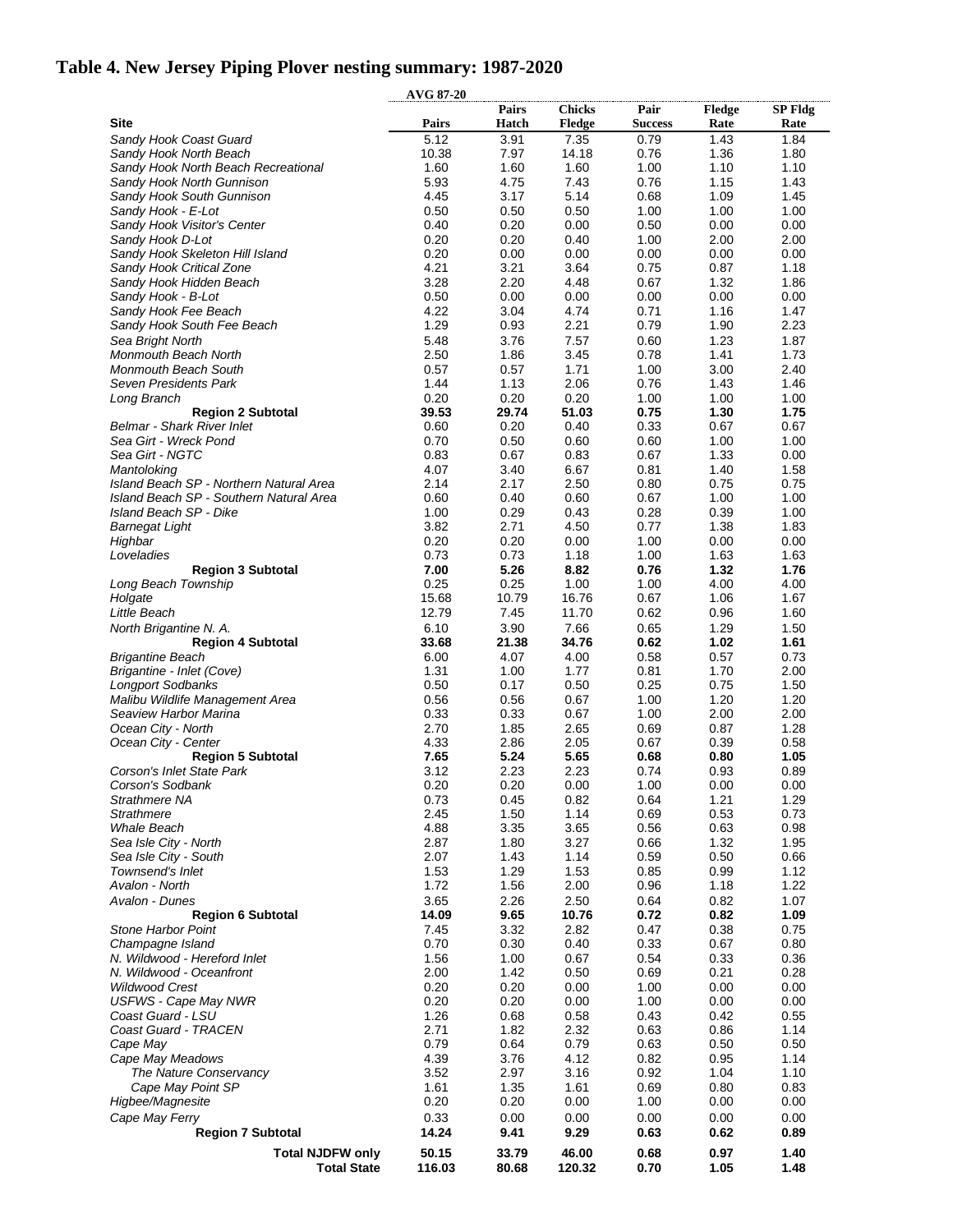# Table 4. New Jersey Piping Plover nesting summary: 1987-2020

| | AVG 87-20 | | | | | |
|---|---|---|---|---|---|---|
| **Site** | **Pairs** | **Pairs Hatch** | **Chicks Fledge** | **Pair Success** | **Fledge Rate** | **SP Fldg Rate** |
| *Sandy Hook Coast Guard* | 5.12 | 3.91 | 7.35 | 0.79 | 1.43 | 1.84 |
| *Sandy Hook North Beach* | 10.38 | 7.97 | 14.18 | 0.76 | 1.36 | 1.80 |
| *Sandy Hook North Beach Recreational* | 1.60 | 1.60 | 1.60 | 1.00 | 1.10 | 1.10 |
| *Sandy Hook North Gunnison* | 5.93 | 4.75 | 7.43 | 0.76 | 1.15 | 1.43 |
| *Sandy Hook South Gunnison* | 4.45 | 3.17 | 5.14 | 0.68 | 1.09 | 1.45 |
| *Sandy Hook - E-Lot* | 0.50 | 0.50 | 0.50 | 1.00 | 1.00 | 1.00 |
| *Sandy Hook Visitor's Center* | 0.40 | 0.20 | 0.00 | 0.50 | 0.00 | 0.00 |
| *Sandy Hook D-Lot* | 0.20 | 0.20 | 0.40 | 1.00 | 2.00 | 2.00 |
| *Sandy Hook Skeleton Hill Island* | 0.20 | 0.00 | 0.00 | 0.00 | 0.00 | 0.00 |
| *Sandy Hook Critical Zone* | 4.21 | 3.21 | 3.64 | 0.75 | 0.87 | 1.18 |
| *Sandy Hook Hidden Beach* | 3.28 | 2.20 | 4.48 | 0.67 | 1.32 | 1.86 |
| *Sandy Hook - B-Lot* | 0.50 | 0.00 | 0.00 | 0.00 | 0.00 | 0.00 |
| *Sandy Hook Fee Beach* | 4.22 | 3.04 | 4.74 | 0.71 | 1.16 | 1.47 |
| *Sandy Hook South Fee Beach* | 1.29 | 0.93 | 2.21 | 0.79 | 1.90 | 2.23 |
| *Sea Bright North* | 5.48 | 3.76 | 7.57 | 0.60 | 1.23 | 1.87 |
| *Monmouth Beach North* | 2.50 | 1.86 | 3.45 | 0.78 | 1.41 | 1.73 |
| *Monmouth Beach South* | 0.57 | 0.57 | 1.71 | 1.00 | 3.00 | 2.40 |
| *Seven Presidents Park* | 1.44 | 1.13 | 2.06 | 0.76 | 1.43 | 1.46 |
| *Long Branch* | 0.20 | 0.20 | 0.20 | 1.00 | 1.00 | 1.00 |
| **Region 2 Subtotal** | **39.53** | **29.74** | **51.03** | **0.75** | **1.30** | **1.75** |
| *Belmar - Shark River Inlet* | 0.60 | 0.20 | 0.40 | 0.33 | 0.67 | 0.67 |
| *Sea Girt - Wreck Pond* | 0.70 | 0.50 | 0.60 | 0.60 | 1.00 | 1.00 |
| *Sea Girt - NGTC* | 0.83 | 0.67 | 0.83 | 0.67 | 1.33 | 0.00 |
| *Mantoloking* | 4.07 | 3.40 | 6.67 | 0.81 | 1.40 | 1.58 |
| *Island Beach SP - Northern Natural Area* | 2.14 | 2.17 | 2.50 | 0.80 | 0.75 | 0.75 |
| *Island Beach SP - Southern Natural Area* | 0.60 | 0.40 | 0.60 | 0.67 | 1.00 | 1.00 |
| *Island Beach SP - Dike* | 1.00 | 0.29 | 0.43 | 0.28 | 0.39 | 1.00 |
| *Barnegat Light* | 3.82 | 2.71 | 4.50 | 0.77 | 1.38 | 1.83 |
| *Highbar* | 0.20 | 0.20 | 0.00 | 1.00 | 0.00 | 0.00 |
| *Loveladies* | 0.73 | 0.73 | 1.18 | 1.00 | 1.63 | 1.63 |
| **Region 3 Subtotal** | **7.00** | **5.26** | **8.82** | **0.76** | **1.32** | **1.76** |
| *Long Beach Township* | 0.25 | 0.25 | 1.00 | 1.00 | 4.00 | 4.00 |
| *Holgate* | 15.68 | 10.79 | 16.76 | 0.67 | 1.06 | 1.67 |
| *Little Beach* | 12.79 | 7.45 | 11.70 | 0.62 | 0.96 | 1.60 |
| *North Brigantine N. A.* | 6.10 | 3.90 | 7.66 | 0.65 | 1.29 | 1.50 |
| **Region 4 Subtotal** | **33.68** | **21.38** | **34.76** | **0.62** | **1.02** | **1.61** |
| *Brigantine Beach* | 6.00 | 4.07 | 4.00 | 0.58 | 0.57 | 0.73 |
| *Brigantine - Inlet (Cove)* | 1.31 | 1.00 | 1.77 | 0.81 | 1.70 | 2.00 |
| *Longport Sodbanks* | 0.50 | 0.17 | 0.50 | 0.25 | 0.75 | 1.50 |
| *Malibu Wildlife Management Area* | 0.56 | 0.56 | 0.67 | 1.00 | 1.20 | 1.20 |
| *Seaview Harbor Marina* | 0.33 | 0.33 | 0.67 | 1.00 | 2.00 | 2.00 |
| *Ocean City - North* | 2.70 | 1.85 | 2.65 | 0.69 | 0.87 | 1.28 |
| *Ocean City - Center* | 4.33 | 2.86 | 2.05 | 0.67 | 0.39 | 0.58 |
| **Region 5 Subtotal** | **7.65** | **5.24** | **5.65** | **0.68** | **0.80** | **1.05** |
| *Corson's Inlet State Park* | 3.12 | 2.23 | 2.23 | 0.74 | 0.93 | 0.89 |
| *Corson's Sodbank* | 0.20 | 0.20 | 0.00 | 1.00 | 0.00 | 0.00 |
| *Strathmere NA* | 0.73 | 0.45 | 0.82 | 0.64 | 1.21 | 1.29 |
| *Strathmere* | 2.45 | 1.50 | 1.14 | 0.69 | 0.53 | 0.73 |
| *Whale Beach* | 4.88 | 3.35 | 3.65 | 0.56 | 0.63 | 0.98 |
| *Sea Isle City - North* | 2.87 | 1.80 | 3.27 | 0.66 | 1.32 | 1.95 |
| *Sea Isle City - South* | 2.07 | 1.43 | 1.14 | 0.59 | 0.50 | 0.66 |
| *Townsend's Inlet* | 1.53 | 1.29 | 1.53 | 0.85 | 0.99 | 1.12 |
| *Avalon - North* | 1.72 | 1.56 | 2.00 | 0.96 | 1.18 | 1.22 |
| *Avalon - Dunes* | 3.65 | 2.26 | 2.50 | 0.64 | 0.82 | 1.07 |
| **Region 6 Subtotal** | **14.09** | **9.65** | **10.76** | **0.72** | **0.82** | **1.09** |
| *Stone Harbor Point* | 7.45 | 3.32 | 2.82 | 0.47 | 0.38 | 0.75 |
| *Champagne Island* | 0.70 | 0.30 | 0.40 | 0.33 | 0.67 | 0.80 |
| *N. Wildwood - Hereford Inlet* | 1.56 | 1.00 | 0.67 | 0.54 | 0.33 | 0.36 |
| *N. Wildwood - Oceanfront* | 2.00 | 1.42 | 0.50 | 0.69 | 0.21 | 0.28 |
| *Wildwood Crest* | 0.20 | 0.20 | 0.00 | 1.00 | 0.00 | 0.00 |
| *USFWS - Cape May NWR* | 0.20 | 0.20 | 0.00 | 1.00 | 0.00 | 0.00 |
| *Coast Guard - LSU* | 1.26 | 0.68 | 0.58 | 0.43 | 0.42 | 0.55 |
| *Coast Guard - TRACEN* | 2.71 | 1.82 | 2.32 | 0.63 | 0.86 | 1.14 |
| *Cape May* | 0.79 | 0.64 | 0.79 | 0.63 | 0.50 | 0.50 |
| *Cape May Meadows* | 4.39 | 3.76 | 4.12 | 0.82 | 0.95 | 1.14 |
| *The Nature Conservancy* | 3.52 | 2.97 | 3.16 | 0.92 | 1.04 | 1.10 |
| *Cape May Point SP* | 1.61 | 1.35 | 1.61 | 0.69 | 0.80 | 0.83 |
| *Higbee/Magnesite* | 0.20 | 0.20 | 0.00 | 1.00 | 0.00 | 0.00 |
| *Cape May Ferry* | 0.33 | 0.00 | 0.00 | 0.00 | 0.00 | 0.00 |
| **Region 7 Subtotal** | **14.24** | **9.41** | **9.29** | **0.63** | **0.62** | **0.89** |
| **Total NJDFW only** | **50.15** | **33.79** | **46.00** | **0.68** | **0.97** | **1.40** |
| **Total State** | **116.03** | **80.68** | **120.32** | **0.70** | **1.05** | **1.48** |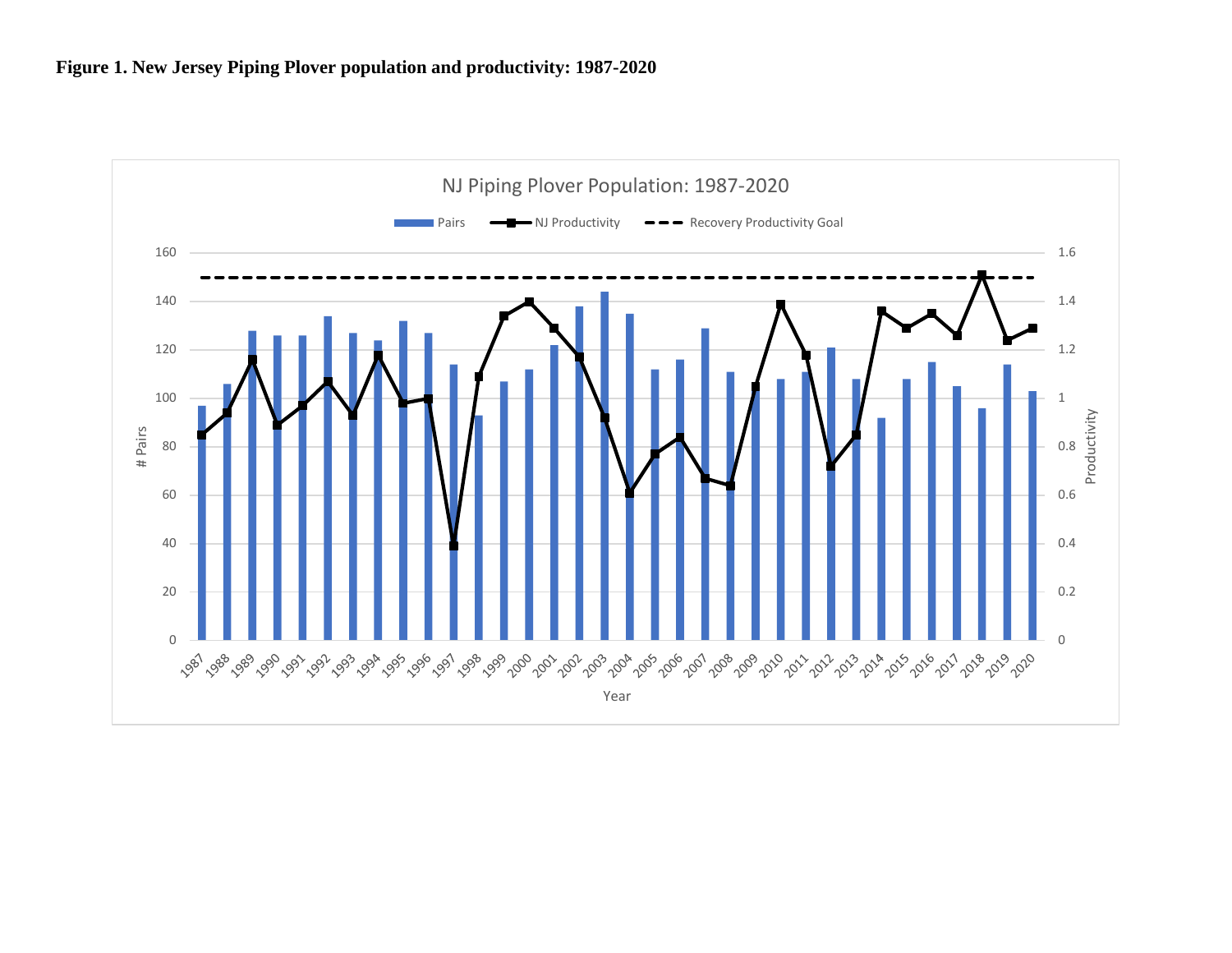**Figure 1. New Jersey Piping Plover population and productivity: 1987-2020**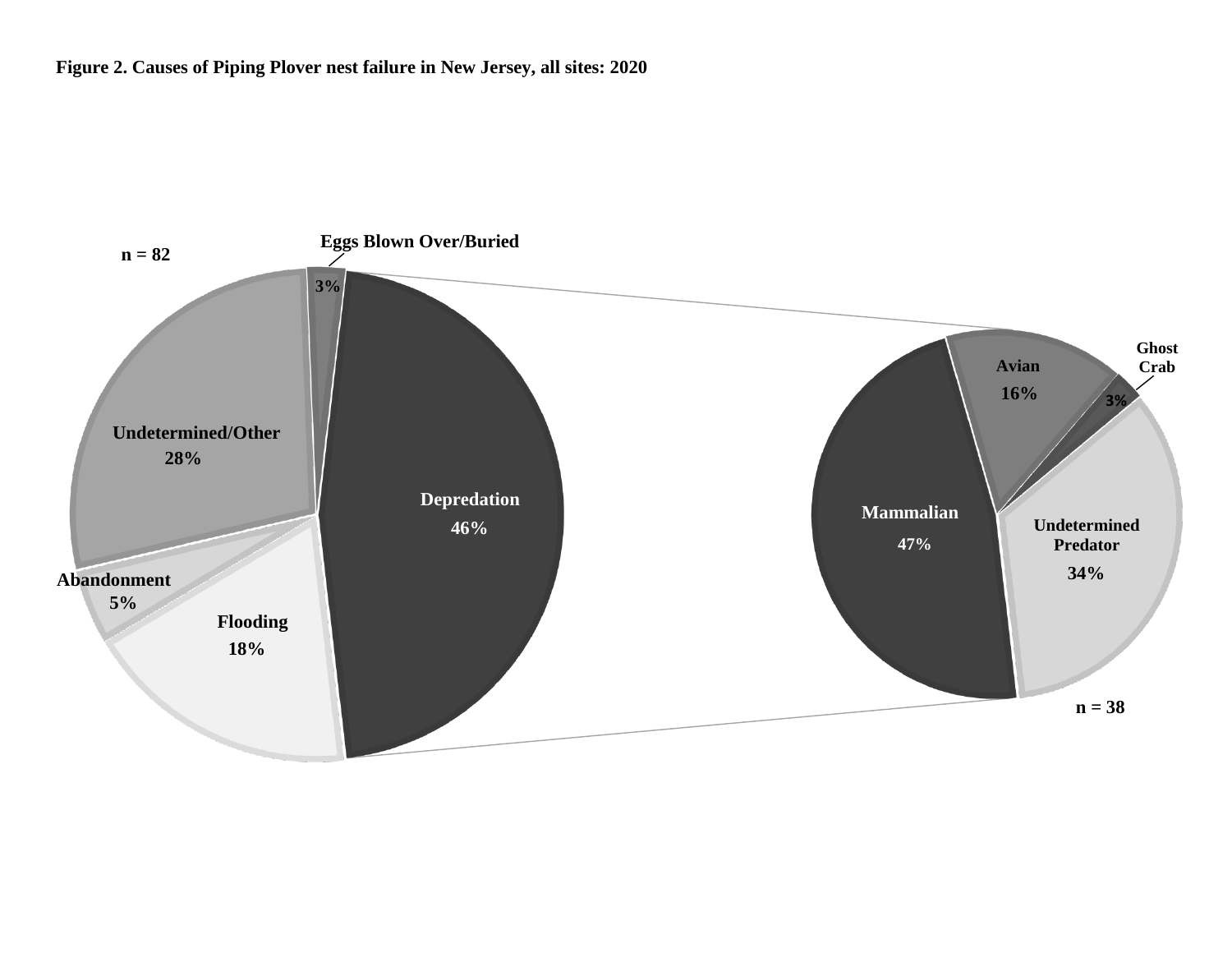**Figure 2. Causes of Piping Plover nest failure in New Jersey, all sites: 2020**

n = 82

Eggs Blown Over/Buried
3%

Undetermined/Other
28%

Depredation
46%

Abandonment
5%

Flooding
18%

Avian
16%

Ghost Crab
3%

Mammalian
47%

Undetermined Predator
34%

n = 38